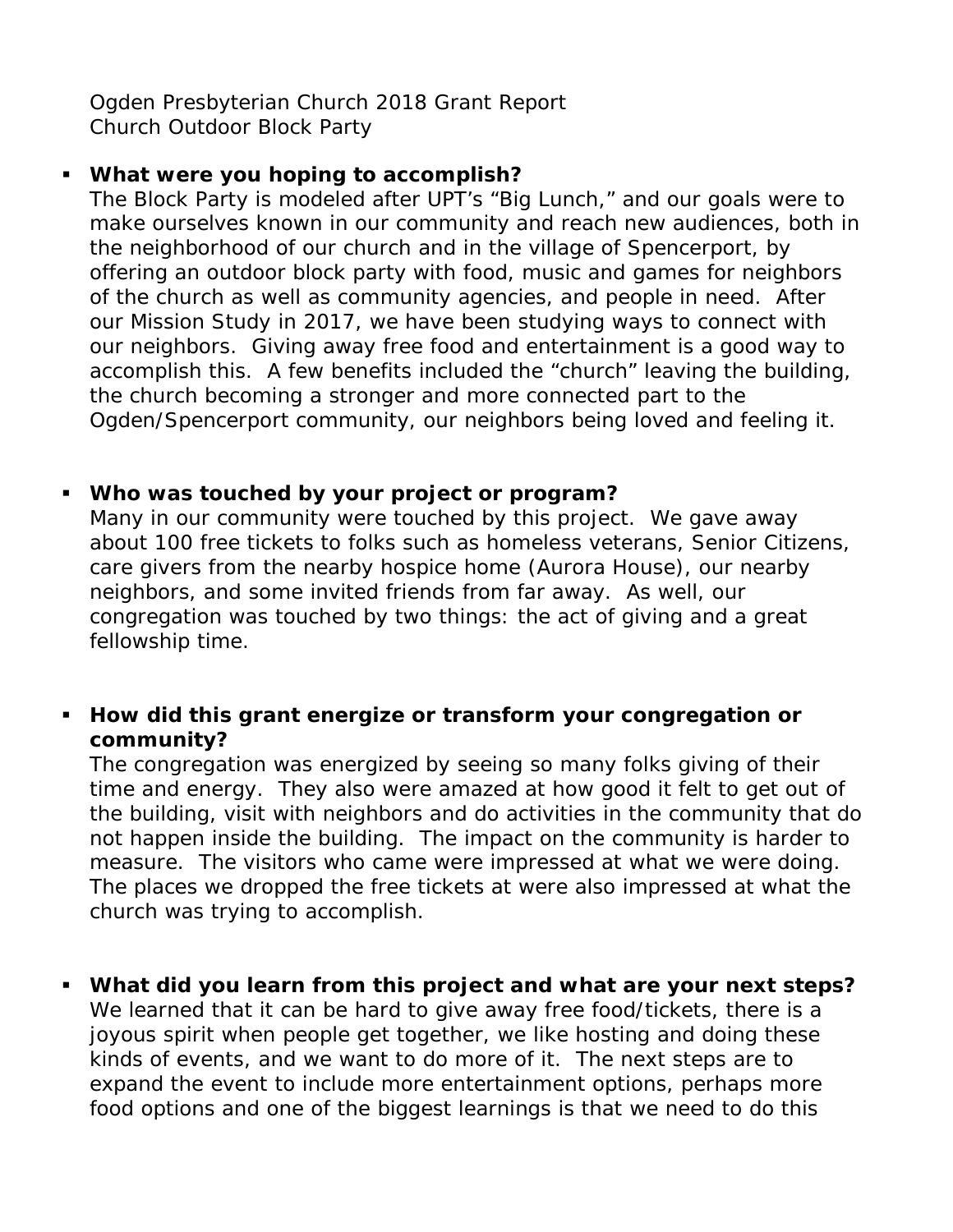Ogden Presbyterian Church 2018 Grant Report
Church Outdoor Block Party

- **What were you hoping to accomplish?**
  The Block Party is modeled after UPT's "Big Lunch," and our goals were to make ourselves known in our community and reach new audiences, both in the neighborhood of our church and in the village of Spencerport, by offering an outdoor block party with food, music and games for neighbors of the church as well as community agencies, and people in need. After our Mission Study in 2017, we have been studying ways to connect with our neighbors. Giving away free food and entertainment is a good way to accomplish this. A few benefits included the "church" leaving the building, the church becoming a stronger and more connected part to the Ogden/Spencerport community, our neighbors being loved and feeling it.

- **Who was touched by your project or program?**
  Many in our community were touched by this project. We gave away about 100 free tickets to folks such as homeless veterans, Senior Citizens, care givers from the nearby hospice home (Aurora House), our nearby neighbors, and some invited friends from far away. As well, our congregation was touched by two things: the act of giving and a great fellowship time.

- **How did this grant energize or transform your congregation or community?**
  The congregation was energized by seeing so many folks giving of their time and energy. They also were amazed at how good it felt to get out of the building, visit with neighbors and do activities in the community that do not happen inside the building. The impact on the community is harder to measure. The visitors who came were impressed at what we were doing. The places we dropped the free tickets at were also impressed at what the church was trying to accomplish.

- **What did you learn from this project and what are your next steps?**
  We learned that it can be hard to give away free food/tickets, there is a joyous spirit when people get together, we like hosting and doing these kinds of events, and we want to do more of it. The next steps are to expand the event to include more entertainment options, perhaps more food options and one of the biggest learnings is that we need to do this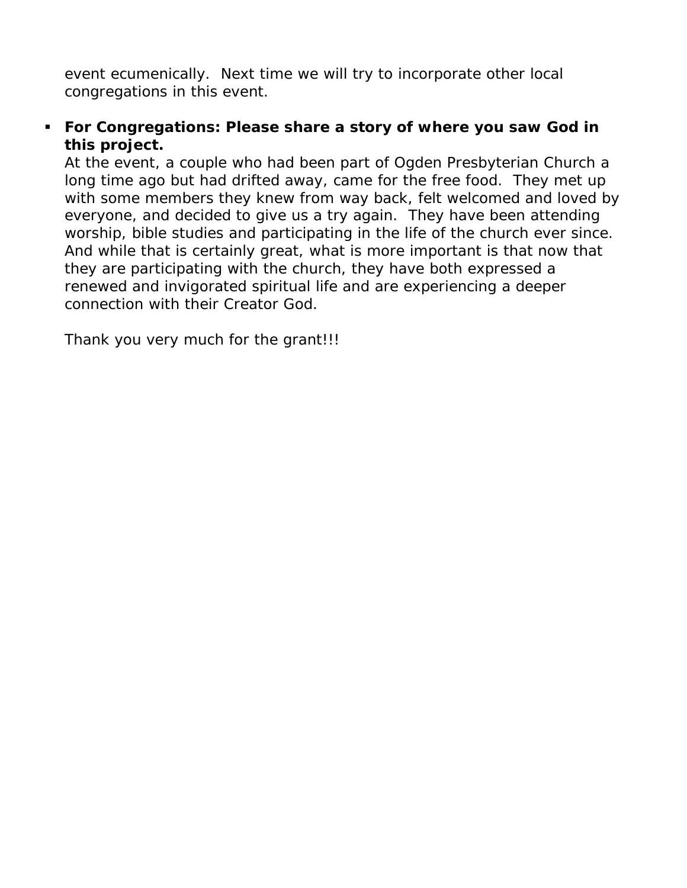event ecumenically.  Next time we will try to incorporate other local congregations in this event.

- **For Congregations: Please share a story of where you saw God in this project.**
  At the event, a couple who had been part of Ogden Presbyterian Church a long time ago but had drifted away, came for the free food.  They met up with some members they knew from way back, felt welcomed and loved by everyone, and decided to give us a try again.  They have been attending worship, bible studies and participating in the life of the church ever since.  And while that is certainly great, what is more important is that now that they are participating with the church, they have both expressed a renewed and invigorated spiritual life and are experiencing a deeper connection with their Creator God.

  Thank you very much for the grant!!!